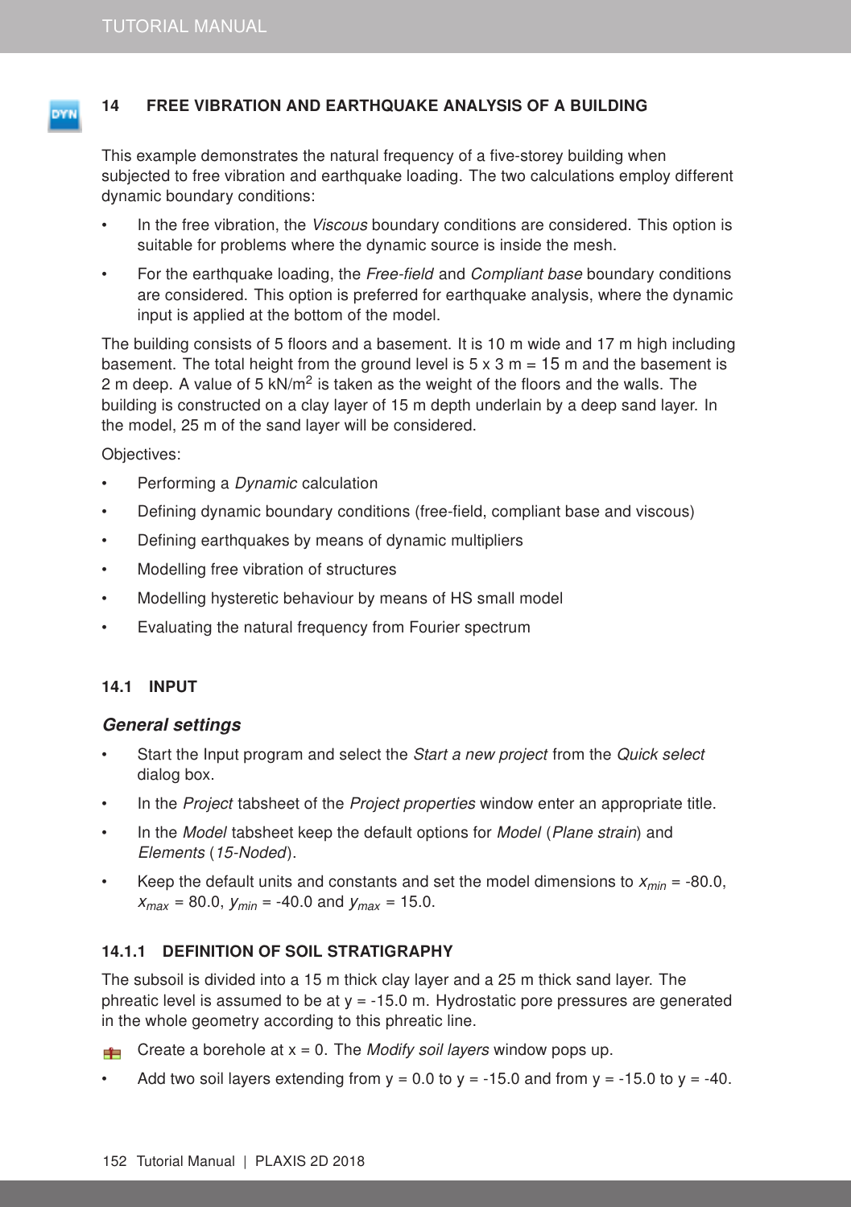# 14 FREE VIBRATION AND EARTHQUAKE ANALYSIS OF A BUILDING

This example demonstrates the natural frequency of a five-storey building when subjected to free vibration and earthquake loading. The two calculations employ different dynamic boundary conditions:

- In the free vibration, the *Viscous* boundary conditions are considered. This option is suitable for problems where the dynamic source is inside the mesh.
- For the earthquake loading, the *Free-field* and *Compliant base* boundary conditions are considered. This option is preferred for earthquake analysis, where the dynamic input is applied at the bottom of the model.

The building consists of 5 floors and a basement. It is 10 m wide and 17 m high including basement. The total height from the ground level is 5 x 3 m = 15 m and the basement is 2 m deep. A value of 5 kN/m$^2$ is taken as the weight of the floors and the walls. The building is constructed on a clay layer of 15 m depth underlain by a deep sand layer. In the model, 25 m of the sand layer will be considered.

Objectives:

- Performing a *Dynamic* calculation
- Defining dynamic boundary conditions (free-field, compliant base and viscous)
- Defining earthquakes by means of dynamic multipliers
- Modelling free vibration of structures
- Modelling hysteretic behaviour by means of HS small model
- Evaluating the natural frequency from Fourier spectrum

## 14.1 INPUT

### *General settings*

- Start the Input program and select the *Start a new project* from the *Quick select* dialog box.
- In the *Project* tabsheet of the *Project properties* window enter an appropriate title.
- In the *Model* tabsheet keep the default options for *Model* (*Plane strain*) and *Elements* (*15-Noded*).
- Keep the default units and constants and set the model dimensions to $x_{min}$ = -80.0, $x_{max}$ = 80.0, $y_{min}$ = -40.0 and $y_{max}$ = 15.0.

### 14.1.1 DEFINITION OF SOIL STRATIGRAPHY

The subsoil is divided into a 15 m thick clay layer and a 25 m thick sand layer. The phreatic level is assumed to be at y = -15.0 m. Hydrostatic pore pressures are generated in the whole geometry according to this phreatic line.

- Create a borehole at x = 0. The *Modify soil layers* window pops up.
- Add two soil layers extending from y = 0.0 to y = -15.0 and from y = -15.0 to y = -40.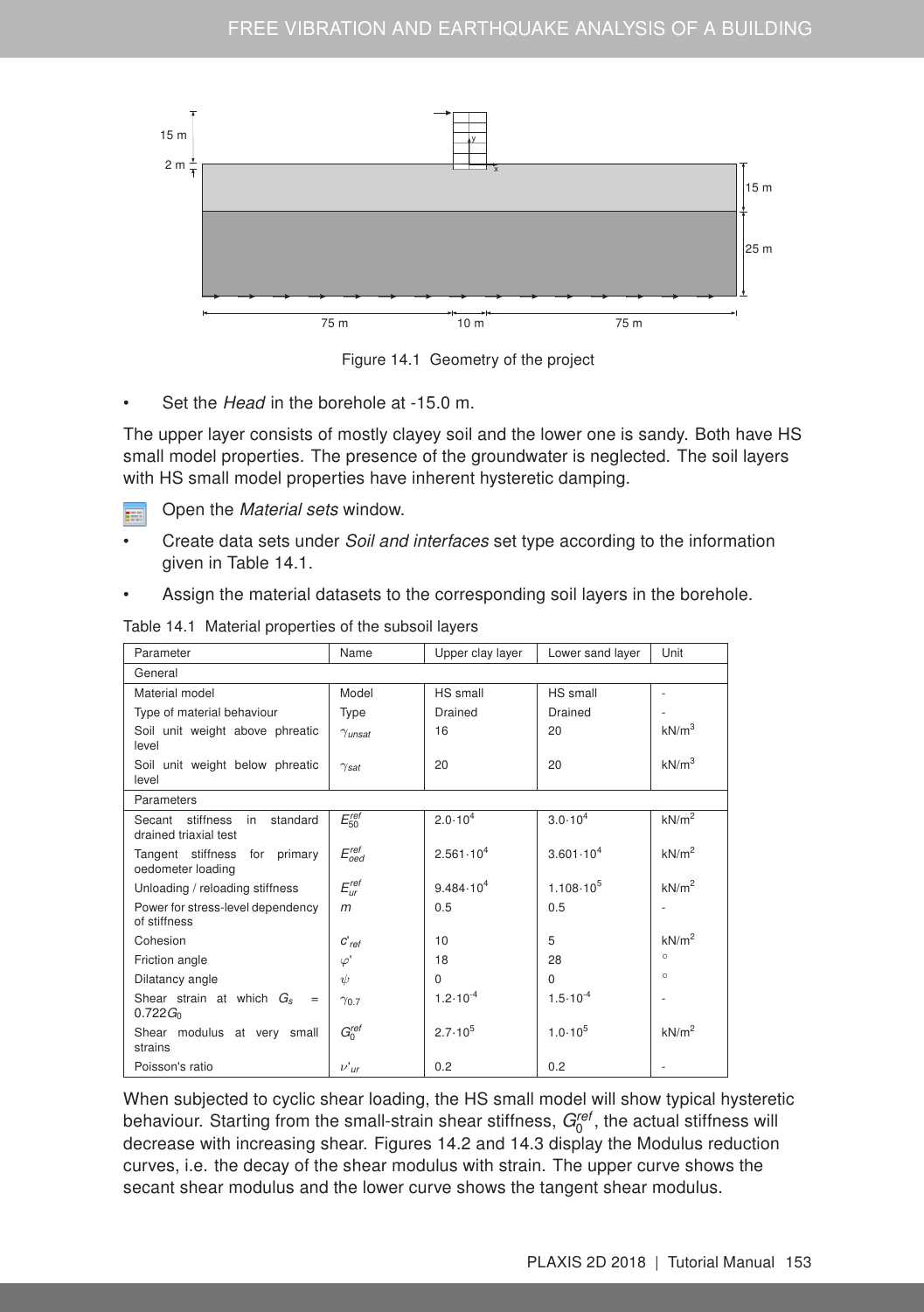Figure 14.1 Geometry of the project

- Set the *Head* in the borehole at -15.0 m.

The upper layer consists of mostly clayey soil and the lower one is sandy. Both have HS small model properties. The presence of the groundwater is neglected. The soil layers with HS small model properties have inherent hysteretic damping.

Open the *Material sets* window.

- Create data sets under *Soil and interfaces* set type according to the information given in Table 14.1.
- Assign the material datasets to the corresponding soil layers in the borehole.

Table 14.1 Material properties of the subsoil layers

| Parameter | Name | Upper clay layer | Lower sand layer | Unit |
|---|---|---|---|---|
| General | | | | |
| Material model | Model | HS small | HS small | - |
| Type of material behaviour | Type | Drained | Drained | - |
| Soil unit weight above phreatic level | $\gamma_{unsat}$ | 16 | 20 | kN/m$^3$ |
| Soil unit weight below phreatic level | $\gamma_{sat}$ | 20 | 20 | kN/m$^3$ |
| Parameters | | | | |
| Secant stiffness in standard drained triaxial test | $E_{50}^{ref}$ | $2.0 \cdot 10^4$ | $3.0 \cdot 10^4$ | kN/m$^2$ |
| Tangent stiffness for primary oedometer loading | $E_{oed}^{ref}$ | $2.561 \cdot 10^4$ | $3.601 \cdot 10^4$ | kN/m$^2$ |
| Unloading / reloading stiffness | $E_{ur}^{ref}$ | $9.484 \cdot 10^4$ | $1.108 \cdot 10^5$ | kN/m$^2$ |
| Power for stress-level dependency of stiffness | $m$ | 0.5 | 0.5 | - |
| Cohesion | $c'_{ref}$ | 10 | 5 | kN/m$^2$ |
| Friction angle | $\varphi'$ | 18 | 28 | ° |
| Dilatancy angle | $\psi$ | 0 | 0 | ° |
| Shear strain at which $G_s$ = $0.722G_0$ | $\gamma_{0.7}$ | $1.2 \cdot 10^{-4}$ | $1.5 \cdot 10^{-4}$ | - |
| Shear modulus at very small strains | $G_0^{ref}$ | $2.7 \cdot 10^5$ | $1.0 \cdot 10^5$ | kN/m$^2$ |
| Poisson's ratio | $\nu'_{ur}$ | 0.2 | 0.2 | - |

When subjected to cyclic shear loading, the HS small model will show typical hysteretic behaviour. Starting from the small-strain shear stiffness, $G_0^{ref}$, the actual stiffness will decrease with increasing shear. Figures 14.2 and 14.3 display the Modulus reduction curves, i.e. the decay of the shear modulus with strain. The upper curve shows the secant shear modulus and the lower curve shows the tangent shear modulus.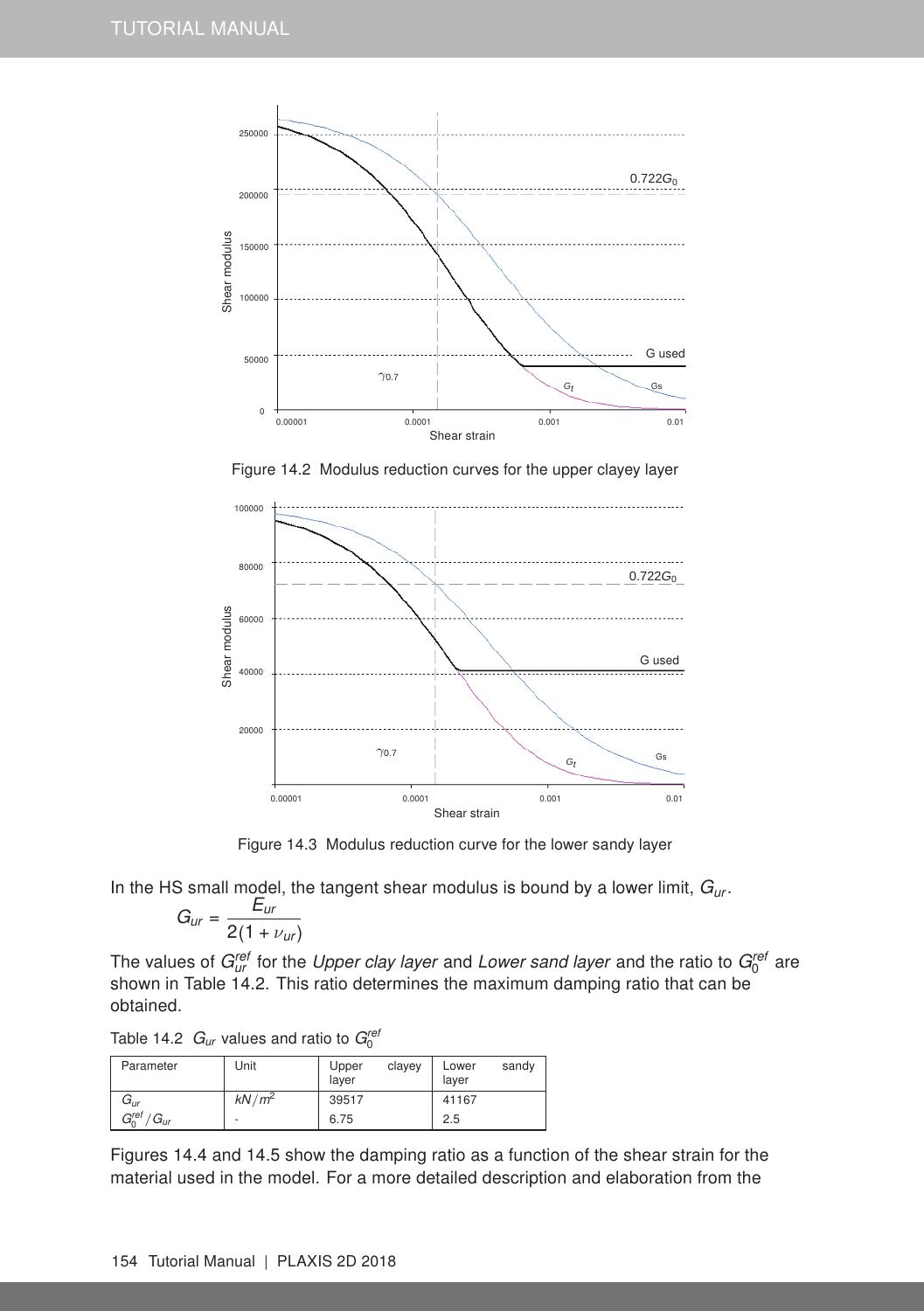Figure 14.2 Modulus reduction curves for the upper clayey layer

Figure 14.3 Modulus reduction curve for the lower sandy layer

In the HS small model, the tangent shear modulus is bound by a lower limit, $G_{ur}$.

$$G_{ur} = \frac{E_{ur}}{2(1+\nu_{ur})}$$

The values of $G_{ur}^{ref}$ for the *Upper clay layer* and *Lower sand layer* and the ratio to $G_0^{ref}$ are shown in Table 14.2. This ratio determines the maximum damping ratio that can be obtained.

Table 14.2 $G_{ur}$ values and ratio to $G_0^{ref}$

| Parameter | Unit | Upper clayey layer | Lower sandy layer |
|---|---|---|---|
| $G_{ur}$ | $kN/m^2$ | 39517 | 41167 |
| $G_0^{ref}/G_{ur}$ | - | 6.75 | 2.5 |

Figures 14.4 and 14.5 show the damping ratio as a function of the shear strain for the material used in the model. For a more detailed description and elaboration from the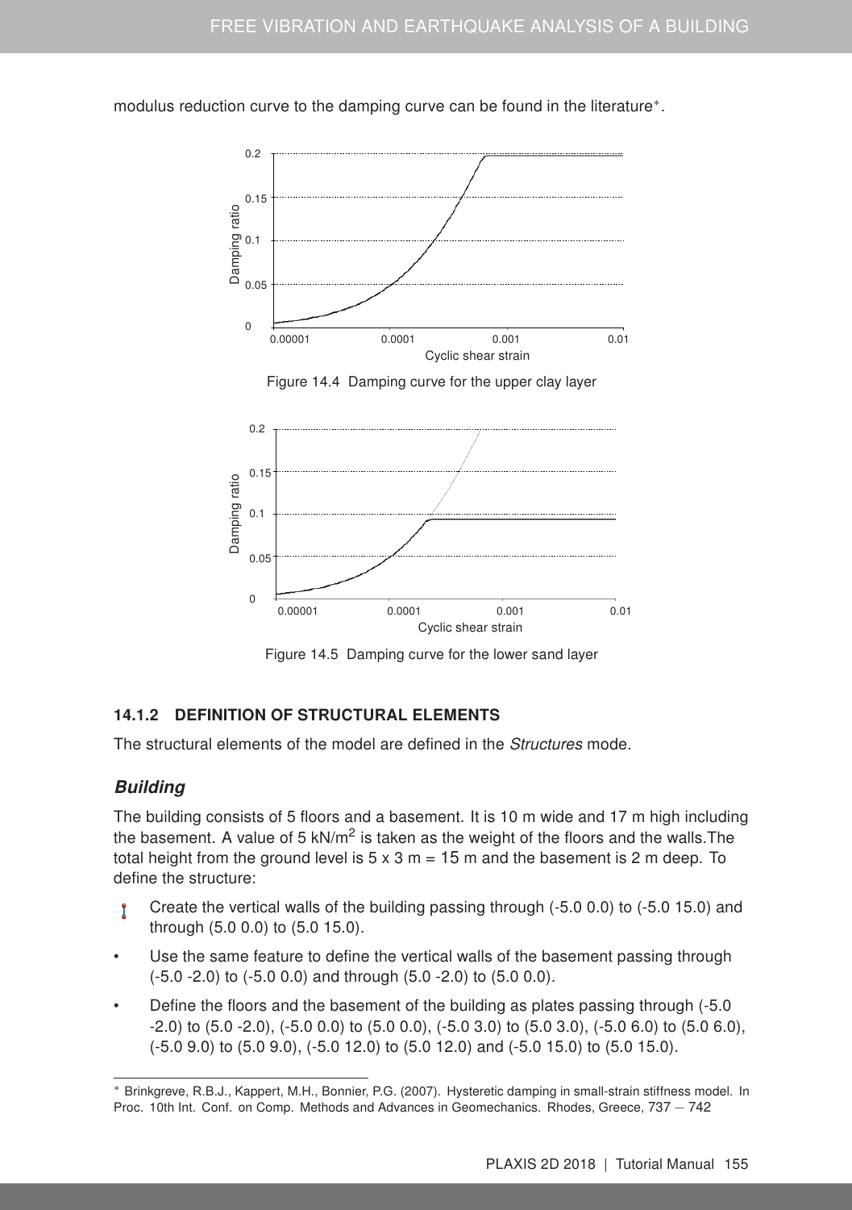modulus reduction curve to the damping curve can be found in the literature*.

Figure 14.4 Damping curve for the upper clay layer

Figure 14.5 Damping curve for the lower sand layer

### 14.1.2 DEFINITION OF STRUCTURAL ELEMENTS

The structural elements of the model are defined in the *Structures* mode.

#### *Building*

The building consists of 5 floors and a basement. It is 10 m wide and 17 m high including the basement. A value of 5 kN/m$^2$ is taken as the weight of the floors and the walls.The total height from the ground level is 5 x 3 m = 15 m and the basement is 2 m deep. To define the structure:

- Create the vertical walls of the building passing through (-5.0 0.0) to (-5.0 15.0) and through (5.0 0.0) to (5.0 15.0).
- Use the same feature to define the vertical walls of the basement passing through (-5.0 -2.0) to (-5.0 0.0) and through (5.0 -2.0) to (5.0 0.0).
- Define the floors and the basement of the building as plates passing through (-5.0 -2.0) to (5.0 -2.0), (-5.0 0.0) to (5.0 0.0), (-5.0 3.0) to (5.0 3.0), (-5.0 6.0) to (5.0 6.0), (-5.0 9.0) to (5.0 9.0), (-5.0 12.0) to (5.0 12.0) and (-5.0 15.0) to (5.0 15.0).

* Brinkgreve, R.B.J., Kappert, M.H., Bonnier, P.G. (2007). Hysteretic damping in small-strain stiffness model. In Proc. 10th Int. Conf. on Comp. Methods and Advances in Geomechanics. Rhodes, Greece, 737 – 742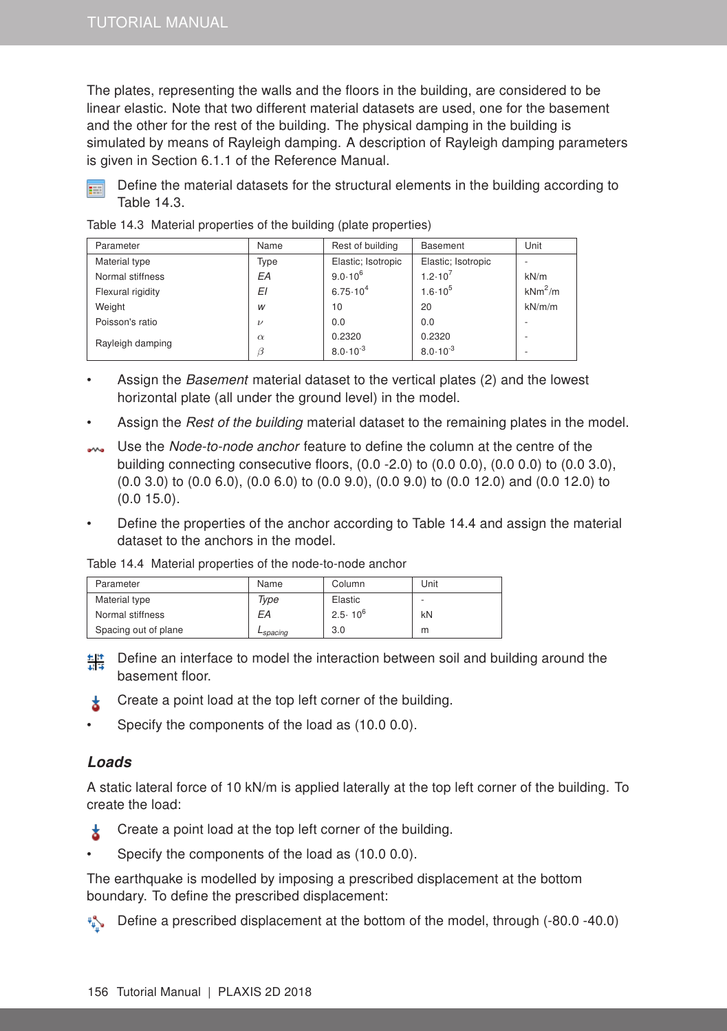The plates, representing the walls and the floors in the building, are considered to be linear elastic. Note that two different material datasets are used, one for the basement and the other for the rest of the building. The physical damping in the building is simulated by means of Rayleigh damping. A description of Rayleigh damping parameters is given in Section 6.1.1 of the Reference Manual.

Define the material datasets for the structural elements in the building according to Table 14.3.

Table 14.3 Material properties of the building (plate properties)

| Parameter | Name | Rest of building | Basement | Unit |
|---|---|---|---|---|
| Material type | Type | Elastic; Isotropic | Elastic; Isotropic | - |
| Normal stiffness | *EA* | $9.0 \cdot 10^6$ | $1.2 \cdot 10^7$ | kN/m |
| Flexural rigidity | *EI* | $6.75 \cdot 10^4$ | $1.6 \cdot 10^5$ | $kNm^2/m$ |
| Weight | *w* | 10 | 20 | kN/m/m |
| Poisson's ratio | $\nu$ | 0.0 | 0.0 | - |
| Rayleigh damping | $\alpha$ | 0.2320 | 0.2320 | - |
| | $\beta$ | $8.0 \cdot 10^{-3}$ | $8.0 \cdot 10^{-3}$ | - |

- Assign the *Basement* material dataset to the vertical plates (2) and the lowest horizontal plate (all under the ground level) in the model.
- Assign the *Rest of the building* material dataset to the remaining plates in the model.

Use the *Node-to-node anchor* feature to define the column at the centre of the building connecting consecutive floors, (0.0 -2.0) to (0.0 0.0), (0.0 0.0) to (0.0 3.0), (0.0 3.0) to (0.0 6.0), (0.0 6.0) to (0.0 9.0), (0.0 9.0) to (0.0 12.0) and (0.0 12.0) to (0.0 15.0).

- Define the properties of the anchor according to Table 14.4 and assign the material dataset to the anchors in the model.

Table 14.4 Material properties of the node-to-node anchor

| Parameter | Name | Column | Unit |
|---|---|---|---|
| Material type | *Type* | Elastic | - |
| Normal stiffness | *EA* | $2.5 \cdot 10^6$ | kN |
| Spacing out of plane | $L_{spacing}$ | 3.0 | m |

Define an interface to model the interaction between soil and building around the basement floor.

Create a point load at the top left corner of the building.

- Specify the components of the load as (10.0 0.0).

### *Loads*

A static lateral force of 10 kN/m is applied laterally at the top left corner of the building. To create the load:

Create a point load at the top left corner of the building.

- Specify the components of the load as (10.0 0.0).

The earthquake is modelled by imposing a prescribed displacement at the bottom boundary. To define the prescribed displacement:

Define a prescribed displacement at the bottom of the model, through (-80.0 -40.0)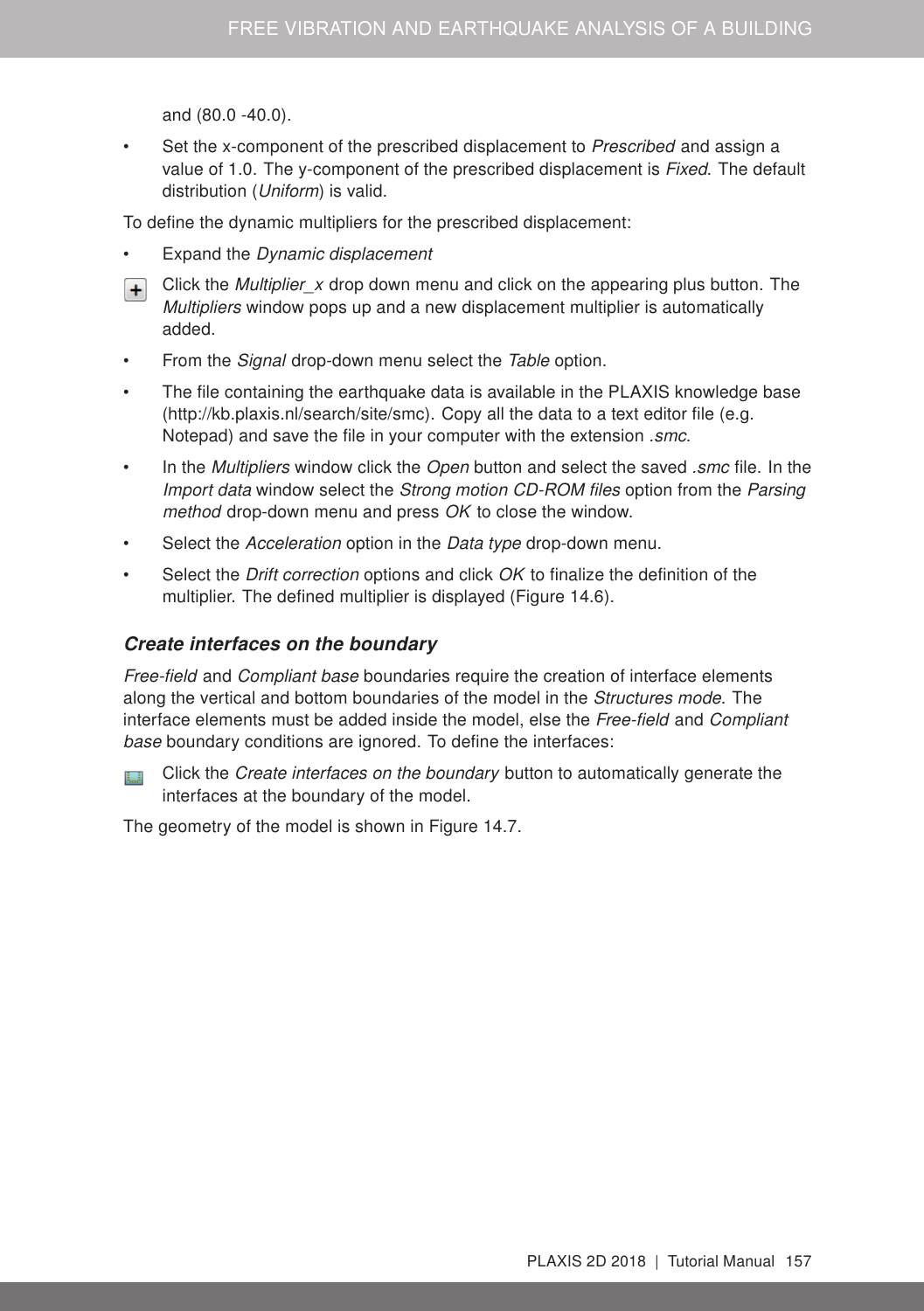and (80.0 -40.0).

- Set the x-component of the prescribed displacement to *Prescribed* and assign a value of 1.0. The y-component of the prescribed displacement is *Fixed.* The default distribution (*Uniform*) is valid.

To define the dynamic multipliers for the prescribed displacement:

- Expand the *Dynamic displacement*
- Click the *Multiplier_x* drop down menu and click on the appearing plus button. The *Multipliers* window pops up and a new displacement multiplier is automatically added.
- From the *Signal* drop-down menu select the *Table* option.
- The file containing the earthquake data is available in the PLAXIS knowledge base (http://kb.plaxis.nl/search/site/smc). Copy all the data to a text editor file (e.g. Notepad) and save the file in your computer with the extension *.smc*.
- In the *Multipliers* window click the *Open* button and select the saved *.smc* file. In the *Import data* window select the *Strong motion CD-ROM files* option from the *Parsing method* drop-down menu and press *OK* to close the window.
- Select the *Acceleration* option in the *Data type* drop-down menu.
- Select the *Drift correction* options and click *OK* to finalize the definition of the multiplier. The defined multiplier is displayed (Figure 14.6).

### *Create interfaces on the boundary*

*Free-field* and *Compliant base* boundaries require the creation of interface elements along the vertical and bottom boundaries of the model in the *Structures mode*. The interface elements must be added inside the model, else the *Free-field* and *Compliant base* boundary conditions are ignored. To define the interfaces:

- Click the *Create interfaces on the boundary* button to automatically generate the interfaces at the boundary of the model.

The geometry of the model is shown in Figure 14.7.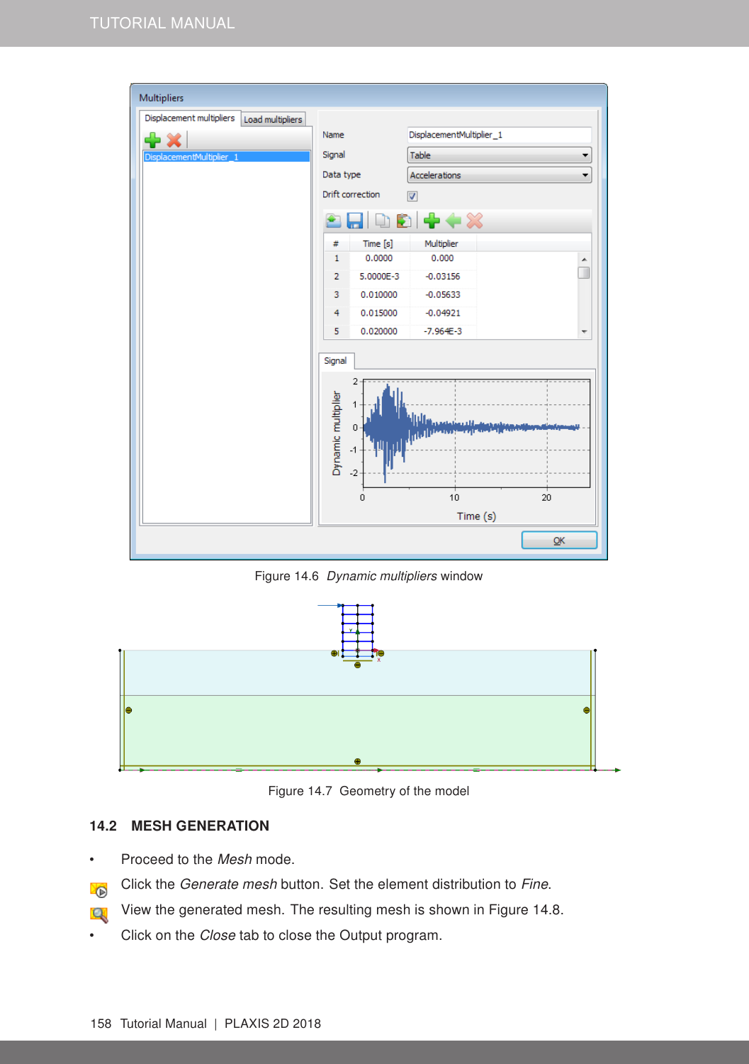Figure 14.6 *Dynamic multipliers* window

Figure 14.7 Geometry of the model

### 14.2 MESH GENERATION

- Proceed to the *Mesh* mode.
- Click the *Generate mesh* button. Set the element distribution to *Fine*.
- View the generated mesh. The resulting mesh is shown in Figure 14.8.
- Click on the *Close* tab to close the Output program.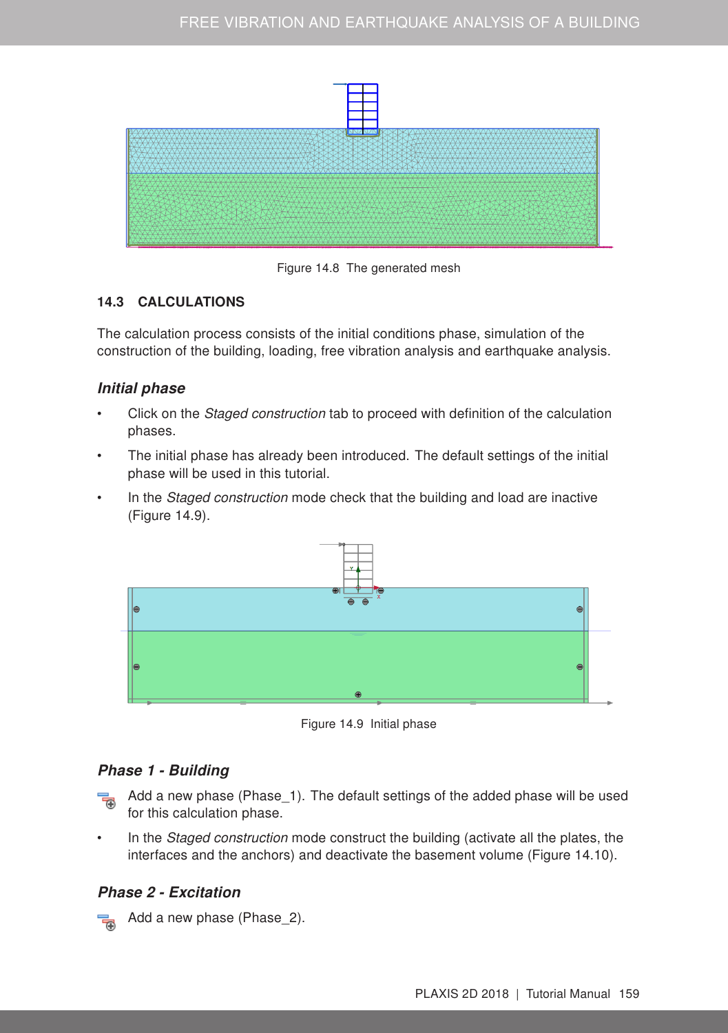Figure 14.8 The generated mesh

## 14.3 CALCULATIONS

The calculation process consists of the initial conditions phase, simulation of the construction of the building, loading, free vibration analysis and earthquake analysis.

### *Initial phase*

- Click on the *Staged construction* tab to proceed with definition of the calculation phases.
- The initial phase has already been introduced. The default settings of the initial phase will be used in this tutorial.
- In the *Staged construction* mode check that the building and load are inactive (Figure 14.9).

Figure 14.9 Initial phase

### *Phase 1 - Building*

- Add a new phase (Phase_1). The default settings of the added phase will be used for this calculation phase.
- In the *Staged construction* mode construct the building (activate all the plates, the interfaces and the anchors) and deactivate the basement volume (Figure 14.10).

### *Phase 2 - Excitation*

- Add a new phase (Phase_2).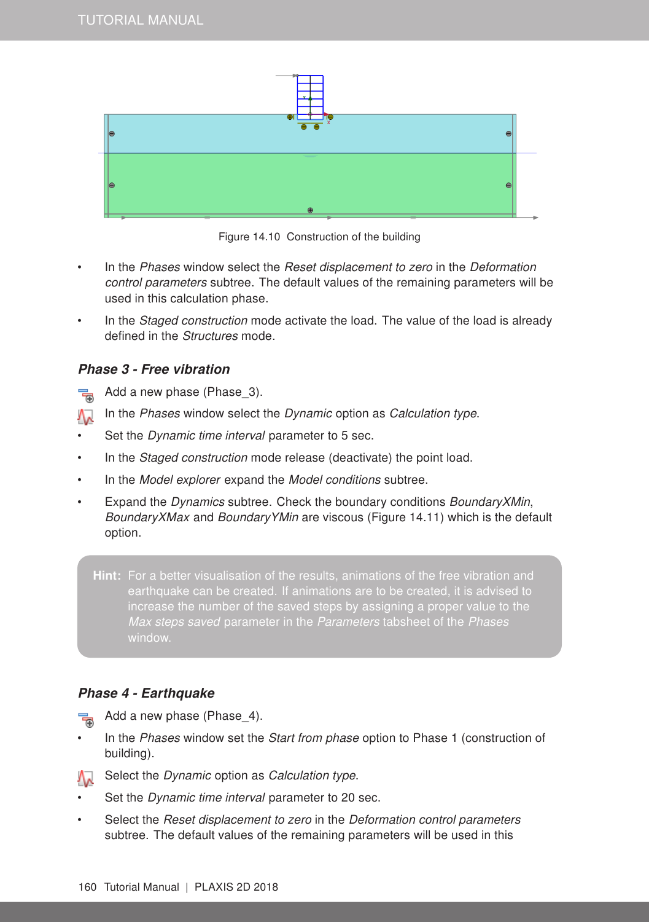Figure 14.10 Construction of the building

- In the *Phases* window select the *Reset displacement to zero* in the *Deformation control parameters* subtree. The default values of the remaining parameters will be used in this calculation phase.
- In the *Staged construction* mode activate the load. The value of the load is already defined in the *Structures* mode.

### *Phase 3 - Free vibration*

Add a new phase (Phase_3).

In the *Phases* window select the *Dynamic* option as *Calculation type*.

- Set the *Dynamic time interval* parameter to 5 sec.
- In the *Staged construction* mode release (deactivate) the point load.
- In the *Model explorer* expand the *Model conditions* subtree.
- Expand the *Dynamics* subtree. Check the boundary conditions *BoundaryXMin*, *BoundaryXMax* and *BoundaryYMin* are viscous (Figure 14.11) which is the default option.

> **Hint:** For a better visualisation of the results, animations of the free vibration and earthquake can be created. If animations are to be created, it is advised to increase the number of the saved steps by assigning a proper value to the *Max steps saved* parameter in the *Parameters* tabsheet of the *Phases* window.

### *Phase 4 - Earthquake*

Add a new phase (Phase_4).

- In the *Phases* window set the *Start from phase* option to Phase 1 (construction of building).

Select the *Dynamic* option as *Calculation type*.

- Set the *Dynamic time interval* parameter to 20 sec.
- Select the *Reset displacement to zero* in the *Deformation control parameters* subtree. The default values of the remaining parameters will be used in this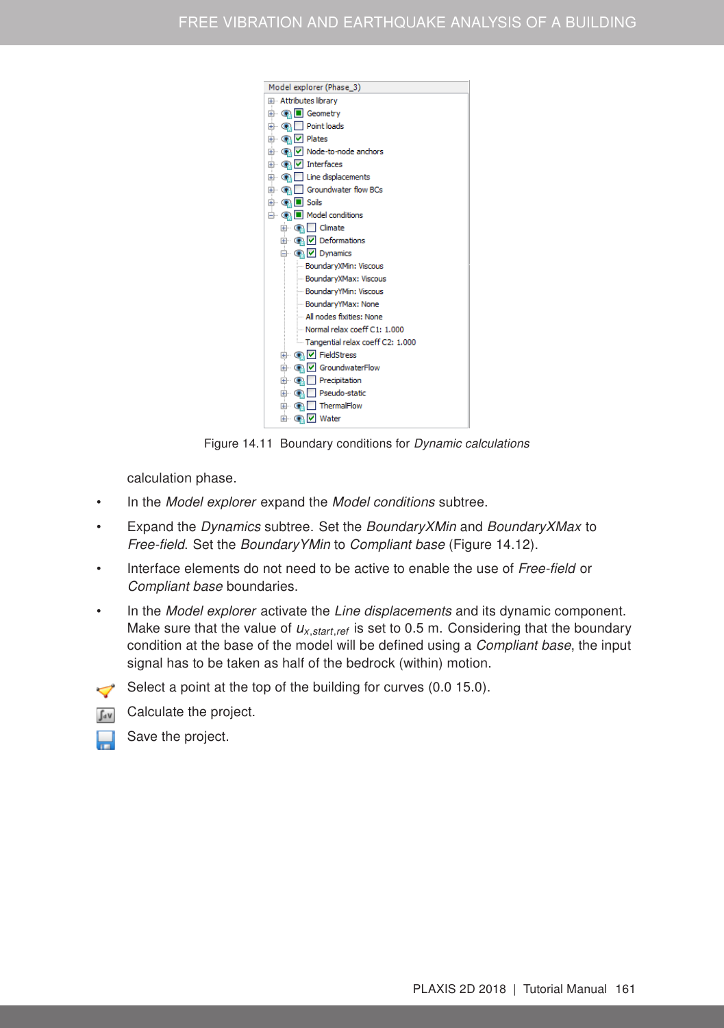Figure 14.11 Boundary conditions for *Dynamic calculations*

calculation phase.

- In the *Model explorer* expand the *Model conditions* subtree.
- Expand the *Dynamics* subtree. Set the *BoundaryXMin* and *BoundaryXMax* to *Free-field*. Set the *BoundaryYMin* to *Compliant base* (Figure 14.12).
- Interface elements do not need to be active to enable the use of *Free-field* or *Compliant base* boundaries.
- In the *Model explorer* activate the *Line displacements* and its dynamic component. Make sure that the value of $u_{x,start,ref}$ is set to 0.5 m. Considering that the boundary condition at the base of the model will be defined using a *Compliant base*, the input signal has to be taken as half of the bedrock (within) motion.

Select a point at the top of the building for curves (0.0 15.0).

Calculate the project.

Save the project.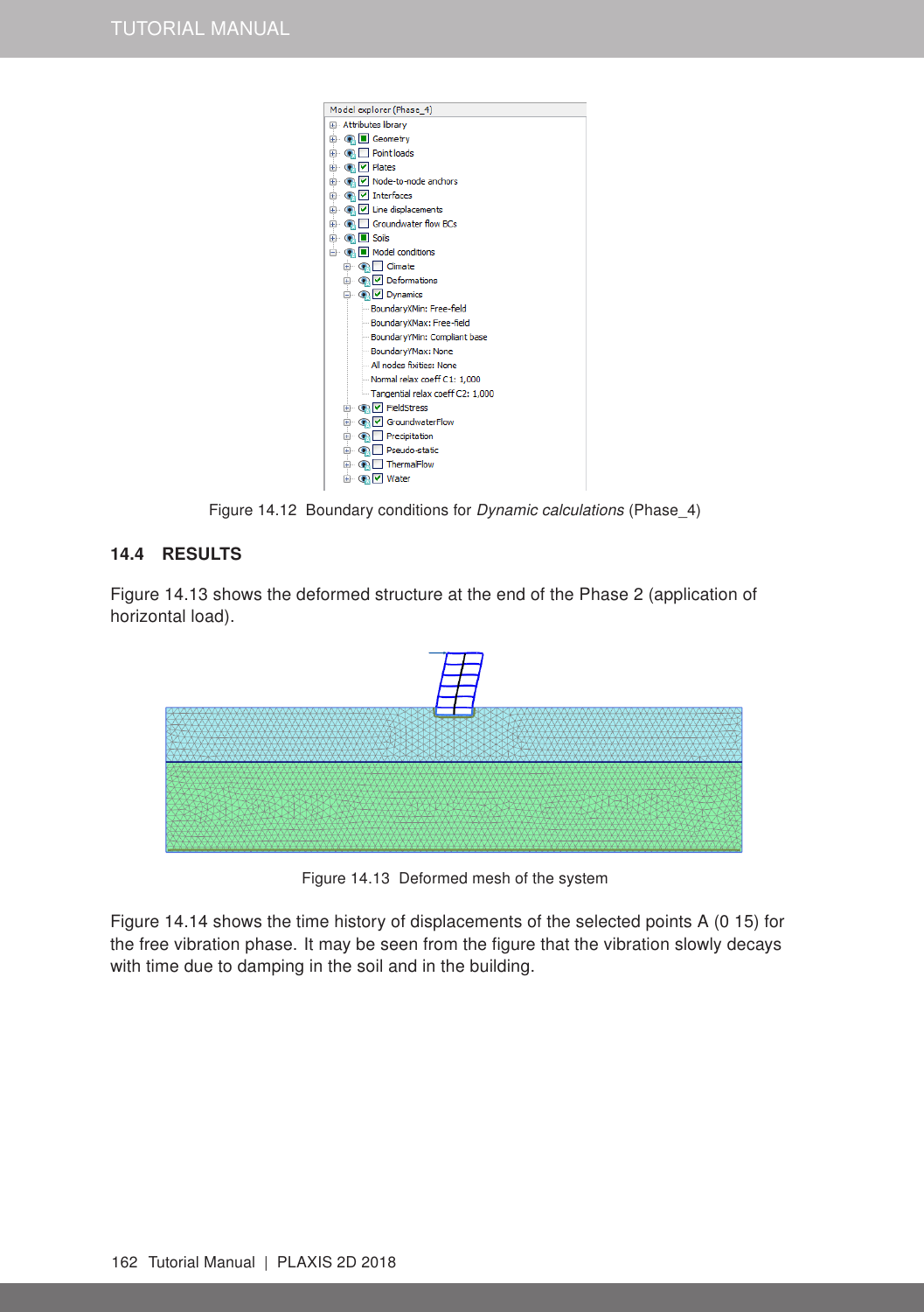Figure 14.12  Boundary conditions for *Dynamic calculations* (Phase_4)

## 14.4 RESULTS

Figure 14.13 shows the deformed structure at the end of the Phase 2 (application of horizontal load).

Figure 14.13  Deformed mesh of the system

Figure 14.14 shows the time history of displacements of the selected points A (0 15) for the free vibration phase. It may be seen from the figure that the vibration slowly decays with time due to damping in the soil and in the building.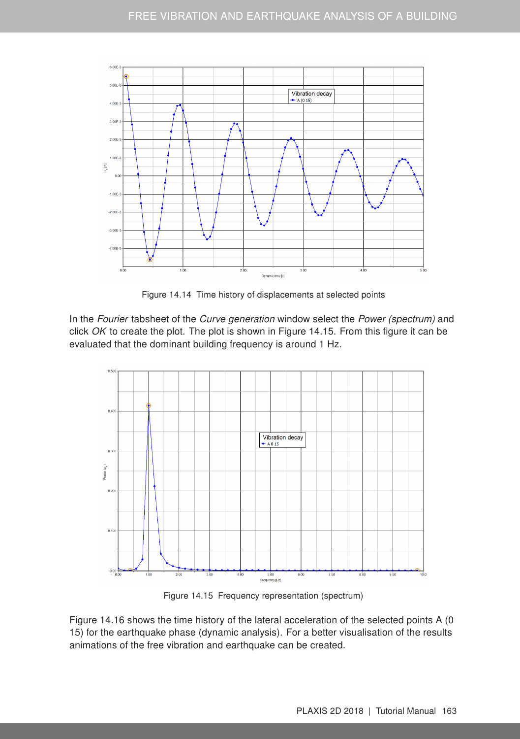Figure 14.14  Time history of displacements at selected points

In the *Fourier* tabsheet of the *Curve generation* window select the *Power (spectrum)* and click *OK* to create the plot. The plot is shown in Figure 14.15. From this figure it can be evaluated that the dominant building frequency is around 1 Hz.

Figure 14.15  Frequency representation (spectrum)

Figure 14.16 shows the time history of the lateral acceleration of the selected points A (0 15) for the earthquake phase (dynamic analysis). For a better visualisation of the results animations of the free vibration and earthquake can be created.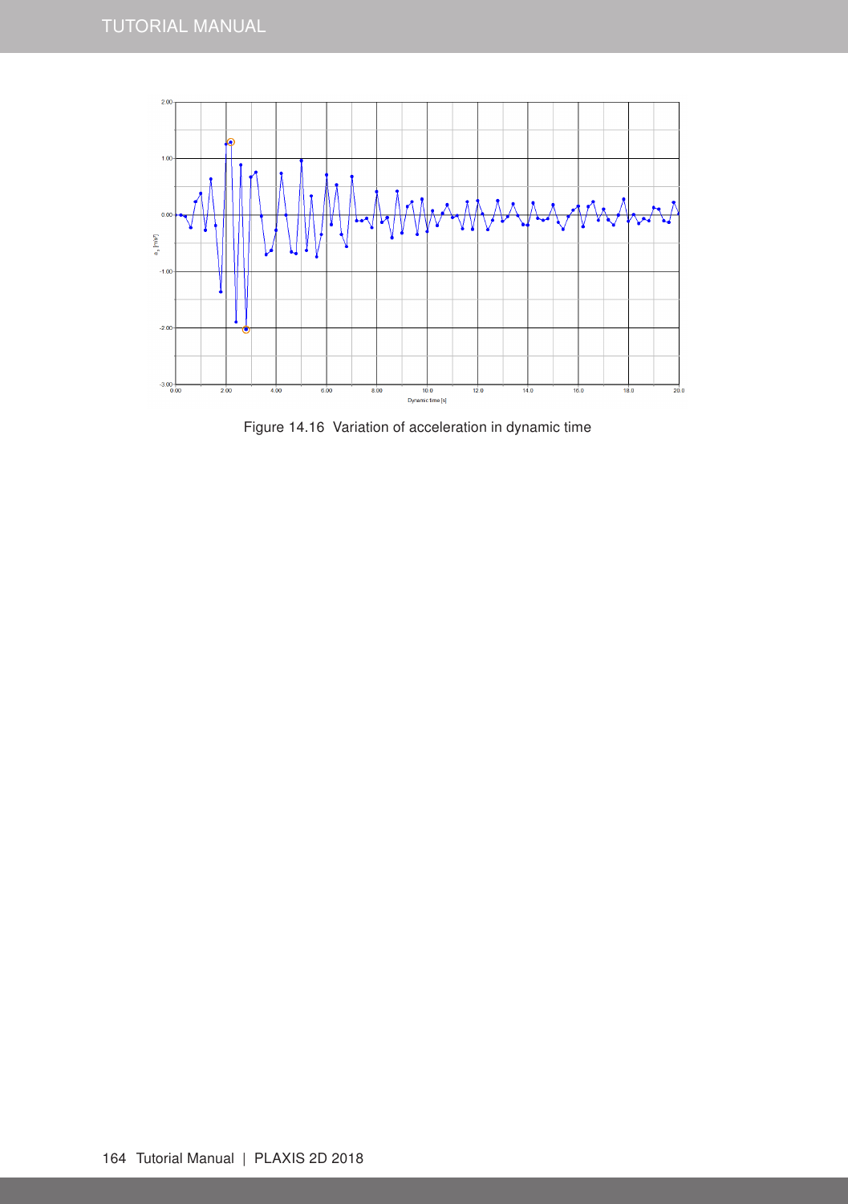2.00

1.00

0.00

-1.00

-2.00

-3.00

$a_x$ [m/s²]

0.00 2.00 4.00 6.00 8.00 10.0 12.0 14.0 16.0 18.0 20.0

Dynamic time [s]

Figure 14.16 Variation of acceleration in dynamic time